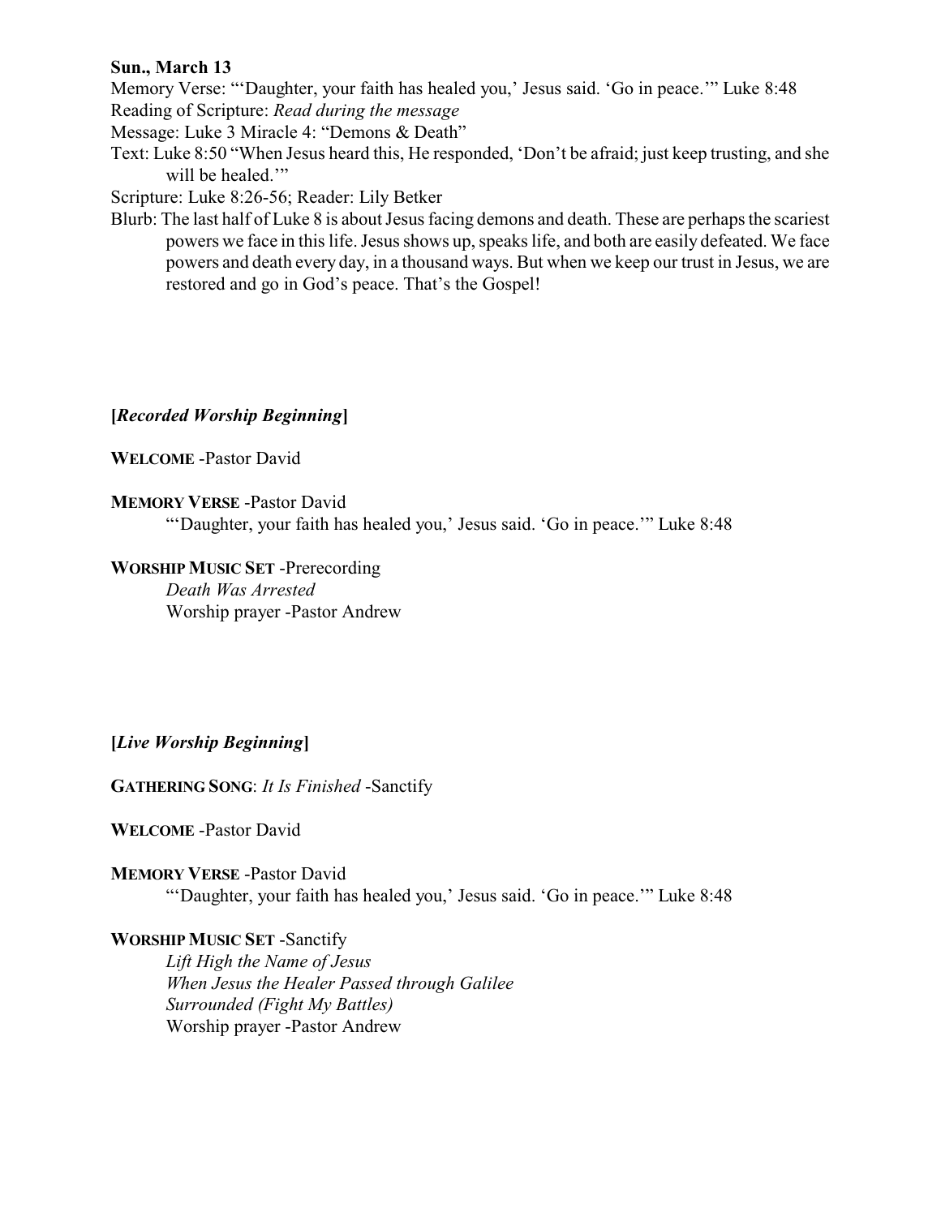**Sun., March 13**

Memory Verse: "'Daughter, your faith has healed you,' Jesus said. 'Go in peace.'" Luke 8:48

Reading of Scripture: *Read during the message*

Message: Luke 3 Miracle 4: "Demons & Death"

Text: Luke 8:50 "When Jesus heard this, He responded, 'Don't be afraid; just keep trusting, and she will be healed.'"

Scripture: Luke 8:26-56; Reader: Lily Betker

Blurb: The last half of Luke 8 is about Jesus facing demons and death. These are perhaps the scariest powers we face in this life. Jesus shows up, speaks life, and both are easily defeated. We face powers and death every day, in a thousand ways. But when we keep our trust in Jesus, we are restored and go in God's peace. That's the Gospel!

**[*Recorded Worship Beginning*]**

**WELCOME** -Pastor David

**MEMORY VERSE** -Pastor David

"'Daughter, your faith has healed you,' Jesus said. 'Go in peace.'" Luke 8:48

**WORSHIP MUSIC SET** -Prerecording

*Death Was Arrested*

Worship prayer -Pastor Andrew

**[*Live Worship Beginning*]**

**GATHERING SONG**: *It Is Finished* -Sanctify

**WELCOME** -Pastor David

**MEMORY VERSE** -Pastor David

"'Daughter, your faith has healed you,' Jesus said. 'Go in peace.'" Luke 8:48

**WORSHIP MUSIC SET** -Sanctify

*Lift High the Name of Jesus*

*When Jesus the Healer Passed through Galilee*

*Surrounded (Fight My Battles)*

Worship prayer -Pastor Andrew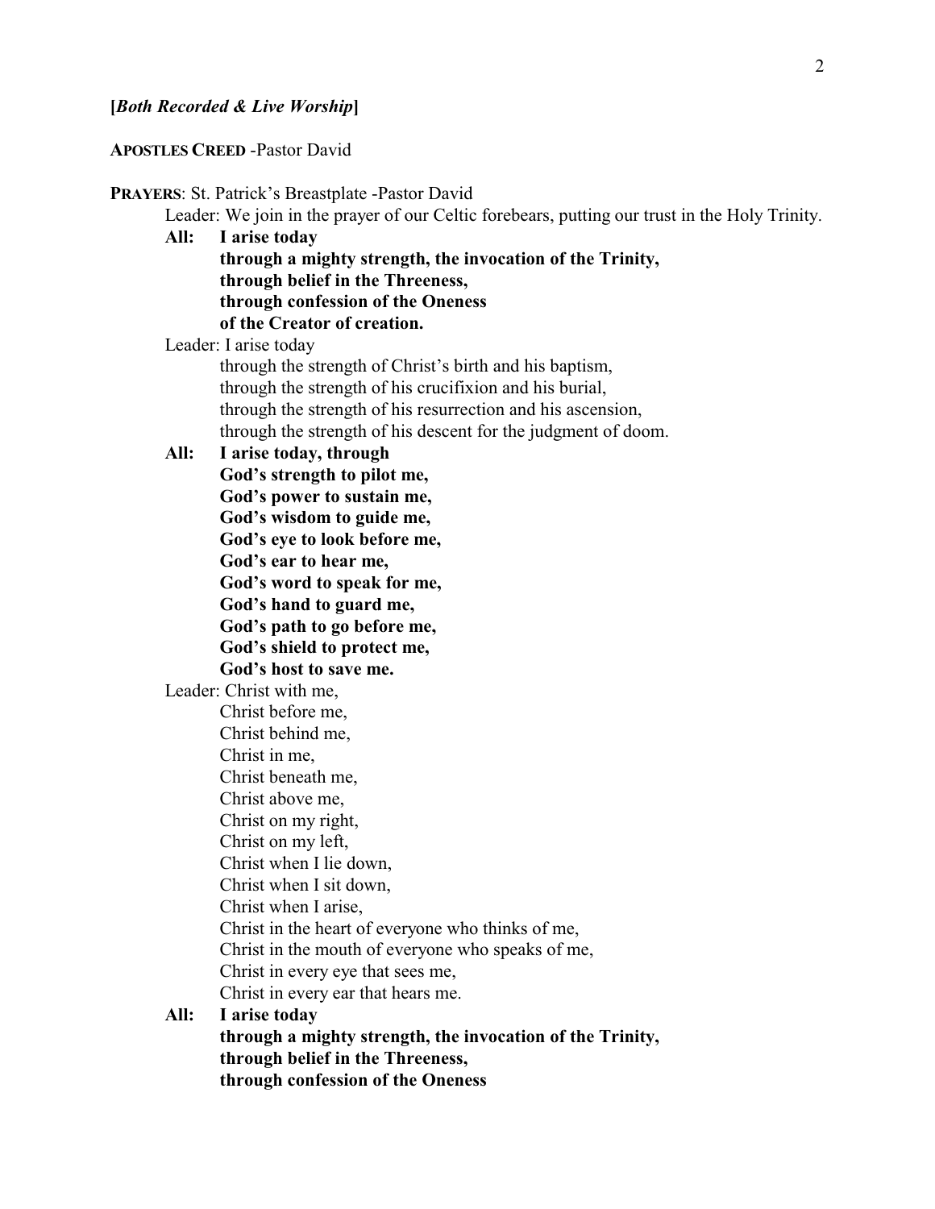**[*Both Recorded & Live Worship*]**

**APOSTLES CREED** -Pastor David

**PRAYERS**: St. Patrick's Breastplate -Pastor David

Leader: We join in the prayer of our Celtic forebears, putting our trust in the Holy Trinity.

**All: I arise today**
**through a mighty strength, the invocation of the Trinity,**
**through belief in the Threeness,**
**through confession of the Oneness**
**of the Creator of creation.**

Leader: I arise today
through the strength of Christ's birth and his baptism,
through the strength of his crucifixion and his burial,
through the strength of his resurrection and his ascension,
through the strength of his descent for the judgment of doom.

**All: I arise today, through**
**God's strength to pilot me,**
**God's power to sustain me,**
**God's wisdom to guide me,**
**God's eye to look before me,**
**God's ear to hear me,**
**God's word to speak for me,**
**God's hand to guard me,**
**God's path to go before me,**
**God's shield to protect me,**
**God's host to save me.**

Leader: Christ with me,
Christ before me,
Christ behind me,
Christ in me,
Christ beneath me,
Christ above me,
Christ on my right,
Christ on my left,
Christ when I lie down,
Christ when I sit down,
Christ when I arise,
Christ in the heart of everyone who thinks of me,
Christ in the mouth of everyone who speaks of me,
Christ in every eye that sees me,
Christ in every ear that hears me.

**All: I arise today**
**through a mighty strength, the invocation of the Trinity,**
**through belief in the Threeness,**
**through confession of the Oneness**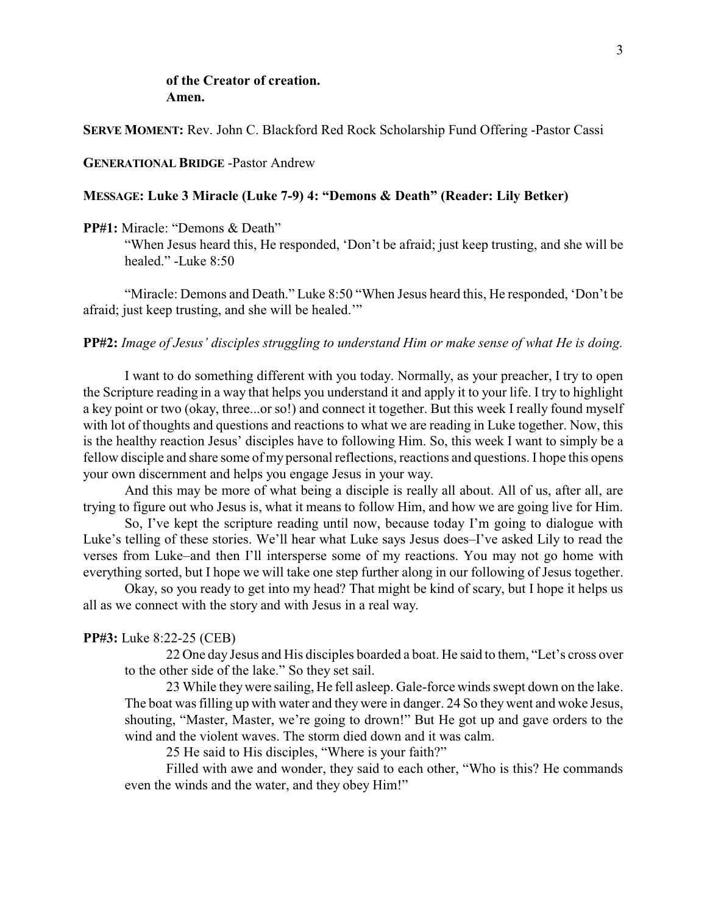**of the Creator of creation.**
**Amen.**

**SERVE MOMENT:** Rev. John C. Blackford Red Rock Scholarship Fund Offering -Pastor Cassi

**GENERATIONAL BRIDGE** -Pastor Andrew

**MESSAGE: Luke 3 Miracle (Luke 7-9) 4: "Demons & Death" (Reader: Lily Betker)**

**PP#1:** Miracle: "Demons & Death"

> "When Jesus heard this, He responded, 'Don't be afraid; just keep trusting, and she will be healed." -Luke 8:50

"Miracle: Demons and Death." Luke 8:50 "When Jesus heard this, He responded, 'Don't be afraid; just keep trusting, and she will be healed.'"

**PP#2:** *Image of Jesus' disciples struggling to understand Him or make sense of what He is doing.*

I want to do something different with you today. Normally, as your preacher, I try to open the Scripture reading in a way that helps you understand it and apply it to your life. I try to highlight a key point or two (okay, three...or so!) and connect it together. But this week I really found myself with lot of thoughts and questions and reactions to what we are reading in Luke together. Now, this is the healthy reaction Jesus' disciples have to following Him. So, this week I want to simply be a fellow disciple and share some of my personal reflections, reactions and questions. I hope this opens your own discernment and helps you engage Jesus in your way.

And this may be more of what being a disciple is really all about. All of us, after all, are trying to figure out who Jesus is, what it means to follow Him, and how we are going live for Him.

So, I've kept the scripture reading until now, because today I'm going to dialogue with Luke's telling of these stories. We'll hear what Luke says Jesus does–I've asked Lily to read the verses from Luke–and then I'll intersperse some of my reactions. You may not go home with everything sorted, but I hope we will take one step further along in our following of Jesus together.

Okay, so you ready to get into my head? That might be kind of scary, but I hope it helps us all as we connect with the story and with Jesus in a real way.

**PP#3:** Luke 8:22-25 (CEB)

> 22 One day Jesus and His disciples boarded a boat. He said to them, "Let's cross over to the other side of the lake." So they set sail.
>
> 23 While they were sailing, He fell asleep. Gale-force winds swept down on the lake. The boat was filling up with water and they were in danger. 24 So they went and woke Jesus, shouting, "Master, Master, we're going to drown!" But He got up and gave orders to the wind and the violent waves. The storm died down and it was calm.
>
> 25 He said to His disciples, "Where is your faith?"
>
> Filled with awe and wonder, they said to each other, "Who is this? He commands even the winds and the water, and they obey Him!"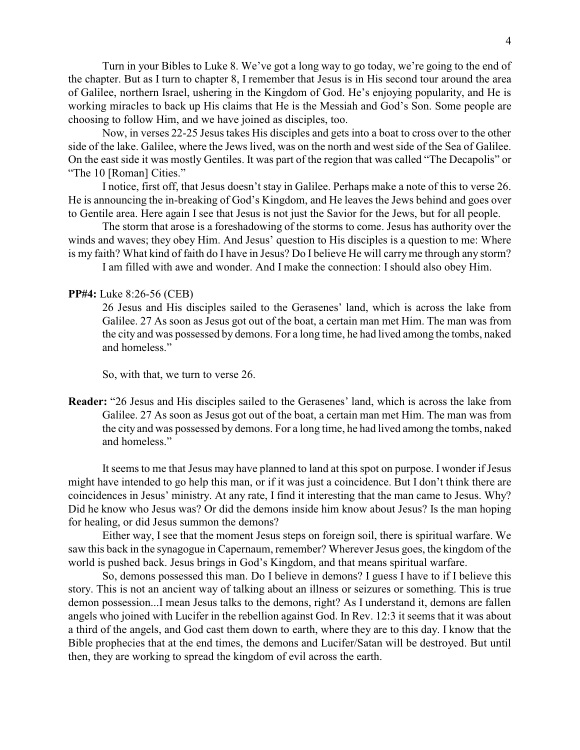Turn in your Bibles to Luke 8. We've got a long way to go today, we're going to the end of the chapter. But as I turn to chapter 8, I remember that Jesus is in His second tour around the area of Galilee, northern Israel, ushering in the Kingdom of God. He's enjoying popularity, and He is working miracles to back up His claims that He is the Messiah and God's Son. Some people are choosing to follow Him, and we have joined as disciples, too.

Now, in verses 22-25 Jesus takes His disciples and gets into a boat to cross over to the other side of the lake. Galilee, where the Jews lived, was on the north and west side of the Sea of Galilee. On the east side it was mostly Gentiles. It was part of the region that was called "The Decapolis" or "The 10 [Roman] Cities."

I notice, first off, that Jesus doesn't stay in Galilee. Perhaps make a note of this to verse 26. He is announcing the in-breaking of God's Kingdom, and He leaves the Jews behind and goes over to Gentile area. Here again I see that Jesus is not just the Savior for the Jews, but for all people.

The storm that arose is a foreshadowing of the storms to come. Jesus has authority over the winds and waves; they obey Him. And Jesus' question to His disciples is a question to me: Where is my faith? What kind of faith do I have in Jesus? Do I believe He will carry me through any storm?

I am filled with awe and wonder. And I make the connection: I should also obey Him.

**PP#4:** Luke 8:26-56 (CEB)

> 26 Jesus and His disciples sailed to the Gerasenes' land, which is across the lake from Galilee. 27 As soon as Jesus got out of the boat, a certain man met Him. The man was from the city and was possessed by demons. For a long time, he had lived among the tombs, naked and homeless."

So, with that, we turn to verse 26.

**Reader:** "26 Jesus and His disciples sailed to the Gerasenes' land, which is across the lake from Galilee. 27 As soon as Jesus got out of the boat, a certain man met Him. The man was from the city and was possessed by demons. For a long time, he had lived among the tombs, naked and homeless."

It seems to me that Jesus may have planned to land at this spot on purpose. I wonder if Jesus might have intended to go help this man, or if it was just a coincidence. But I don't think there are coincidences in Jesus' ministry. At any rate, I find it interesting that the man came to Jesus. Why? Did he know who Jesus was? Or did the demons inside him know about Jesus? Is the man hoping for healing, or did Jesus summon the demons?

Either way, I see that the moment Jesus steps on foreign soil, there is spiritual warfare. We saw this back in the synagogue in Capernaum, remember? Wherever Jesus goes, the kingdom of the world is pushed back. Jesus brings in God's Kingdom, and that means spiritual warfare.

So, demons possessed this man. Do I believe in demons? I guess I have to if I believe this story. This is not an ancient way of talking about an illness or seizures or something. This is true demon possession...I mean Jesus talks to the demons, right? As I understand it, demons are fallen angels who joined with Lucifer in the rebellion against God. In Rev. 12:3 it seems that it was about a third of the angels, and God cast them down to earth, where they are to this day. I know that the Bible prophecies that at the end times, the demons and Lucifer/Satan will be destroyed. But until then, they are working to spread the kingdom of evil across the earth.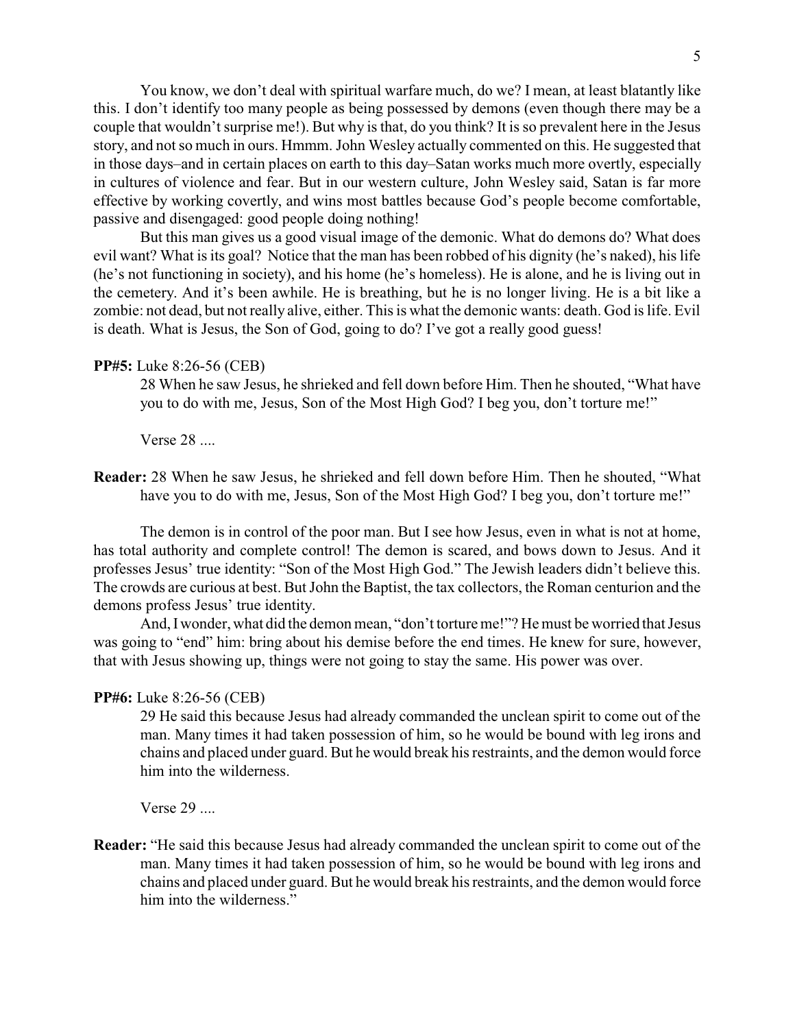You know, we don't deal with spiritual warfare much, do we? I mean, at least blatantly like this. I don't identify too many people as being possessed by demons (even though there may be a couple that wouldn't surprise me!). But why is that, do you think? It is so prevalent here in the Jesus story, and not so much in ours. Hmmm. John Wesley actually commented on this. He suggested that in those days–and in certain places on earth to this day–Satan works much more overtly, especially in cultures of violence and fear. But in our western culture, John Wesley said, Satan is far more effective by working covertly, and wins most battles because God's people become comfortable, passive and disengaged: good people doing nothing!

But this man gives us a good visual image of the demonic. What do demons do? What does evil want? What is its goal? Notice that the man has been robbed of his dignity (he's naked), his life (he's not functioning in society), and his home (he's homeless). He is alone, and he is living out in the cemetery. And it's been awhile. He is breathing, but he is no longer living. He is a bit like a zombie: not dead, but not really alive, either. This is what the demonic wants: death. God is life. Evil is death. What is Jesus, the Son of God, going to do? I've got a really good guess!

**PP#5:** Luke 8:26-56 (CEB)

> 28 When he saw Jesus, he shrieked and fell down before Him. Then he shouted, "What have you to do with me, Jesus, Son of the Most High God? I beg you, don't torture me!"
>
> Verse 28 ....

**Reader:** 28 When he saw Jesus, he shrieked and fell down before Him. Then he shouted, "What have you to do with me, Jesus, Son of the Most High God? I beg you, don't torture me!"

The demon is in control of the poor man. But I see how Jesus, even in what is not at home, has total authority and complete control! The demon is scared, and bows down to Jesus. And it professes Jesus' true identity: "Son of the Most High God." The Jewish leaders didn't believe this. The crowds are curious at best. But John the Baptist, the tax collectors, the Roman centurion and the demons profess Jesus' true identity.

And, I wonder, what did the demon mean, "don't torture me!"? He must be worried that Jesus was going to "end" him: bring about his demise before the end times. He knew for sure, however, that with Jesus showing up, things were not going to stay the same. His power was over.

**PP#6:** Luke 8:26-56 (CEB)

> 29 He said this because Jesus had already commanded the unclean spirit to come out of the man. Many times it had taken possession of him, so he would be bound with leg irons and chains and placed under guard. But he would break his restraints, and the demon would force him into the wilderness.
>
> Verse 29 ....

**Reader:** "He said this because Jesus had already commanded the unclean spirit to come out of the man. Many times it had taken possession of him, so he would be bound with leg irons and chains and placed under guard. But he would break his restraints, and the demon would force him into the wilderness."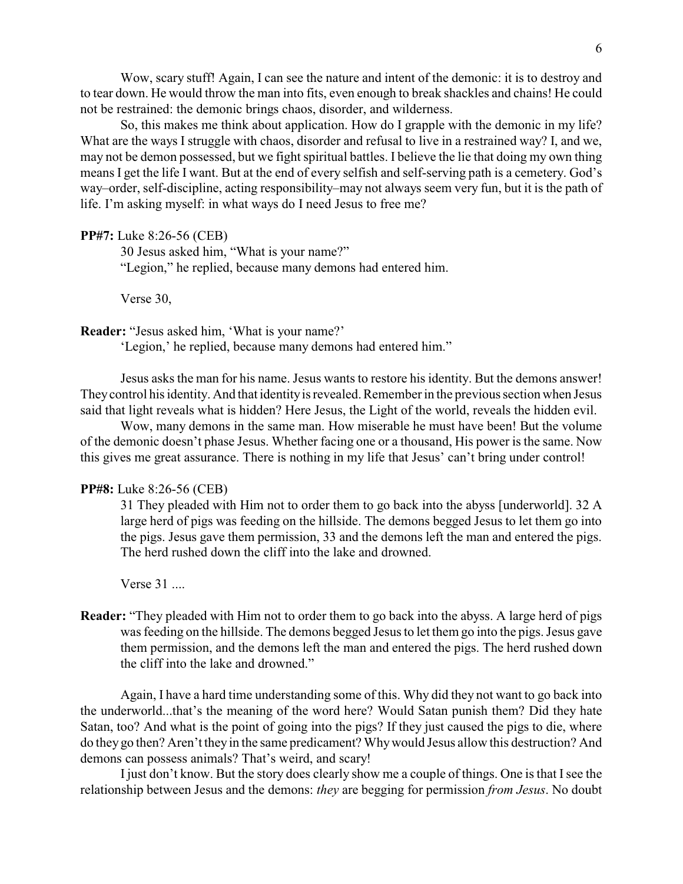Wow, scary stuff! Again, I can see the nature and intent of the demonic: it is to destroy and to tear down. He would throw the man into fits, even enough to break shackles and chains! He could not be restrained: the demonic brings chaos, disorder, and wilderness.

So, this makes me think about application. How do I grapple with the demonic in my life? What are the ways I struggle with chaos, disorder and refusal to live in a restrained way? I, and we, may not be demon possessed, but we fight spiritual battles. I believe the lie that doing my own thing means I get the life I want. But at the end of every selfish and self-serving path is a cemetery. God's way–order, self-discipline, acting responsibility–may not always seem very fun, but it is the path of life. I'm asking myself: in what ways do I need Jesus to free me?

**PP#7:** Luke 8:26-56 (CEB)

> 30 Jesus asked him, "What is your name?"
> "Legion," he replied, because many demons had entered him.

Verse 30,

**Reader:** "Jesus asked him, 'What is your name?'
'Legion,' he replied, because many demons had entered him."

Jesus asks the man for his name. Jesus wants to restore his identity. But the demons answer! They control his identity. And that identity is revealed. Remember in the previous section when Jesus said that light reveals what is hidden? Here Jesus, the Light of the world, reveals the hidden evil.

Wow, many demons in the same man. How miserable he must have been! But the volume of the demonic doesn't phase Jesus. Whether facing one or a thousand, His power is the same. Now this gives me great assurance. There is nothing in my life that Jesus' can't bring under control!

**PP#8:** Luke 8:26-56 (CEB)

> 31 They pleaded with Him not to order them to go back into the abyss [underworld]. 32 A large herd of pigs was feeding on the hillside. The demons begged Jesus to let them go into the pigs. Jesus gave them permission, 33 and the demons left the man and entered the pigs. The herd rushed down the cliff into the lake and drowned.

Verse 31 ....

**Reader:** "They pleaded with Him not to order them to go back into the abyss. A large herd of pigs was feeding on the hillside. The demons begged Jesus to let them go into the pigs. Jesus gave them permission, and the demons left the man and entered the pigs. The herd rushed down the cliff into the lake and drowned."

Again, I have a hard time understanding some of this. Why did they not want to go back into the underworld...that's the meaning of the word here? Would Satan punish them? Did they hate Satan, too? And what is the point of going into the pigs? If they just caused the pigs to die, where do they go then? Aren't they in the same predicament? Why would Jesus allow this destruction? And demons can possess animals? That's weird, and scary!

I just don't know. But the story does clearly show me a couple of things. One is that I see the relationship between Jesus and the demons: *they* are begging for permission *from Jesus*. No doubt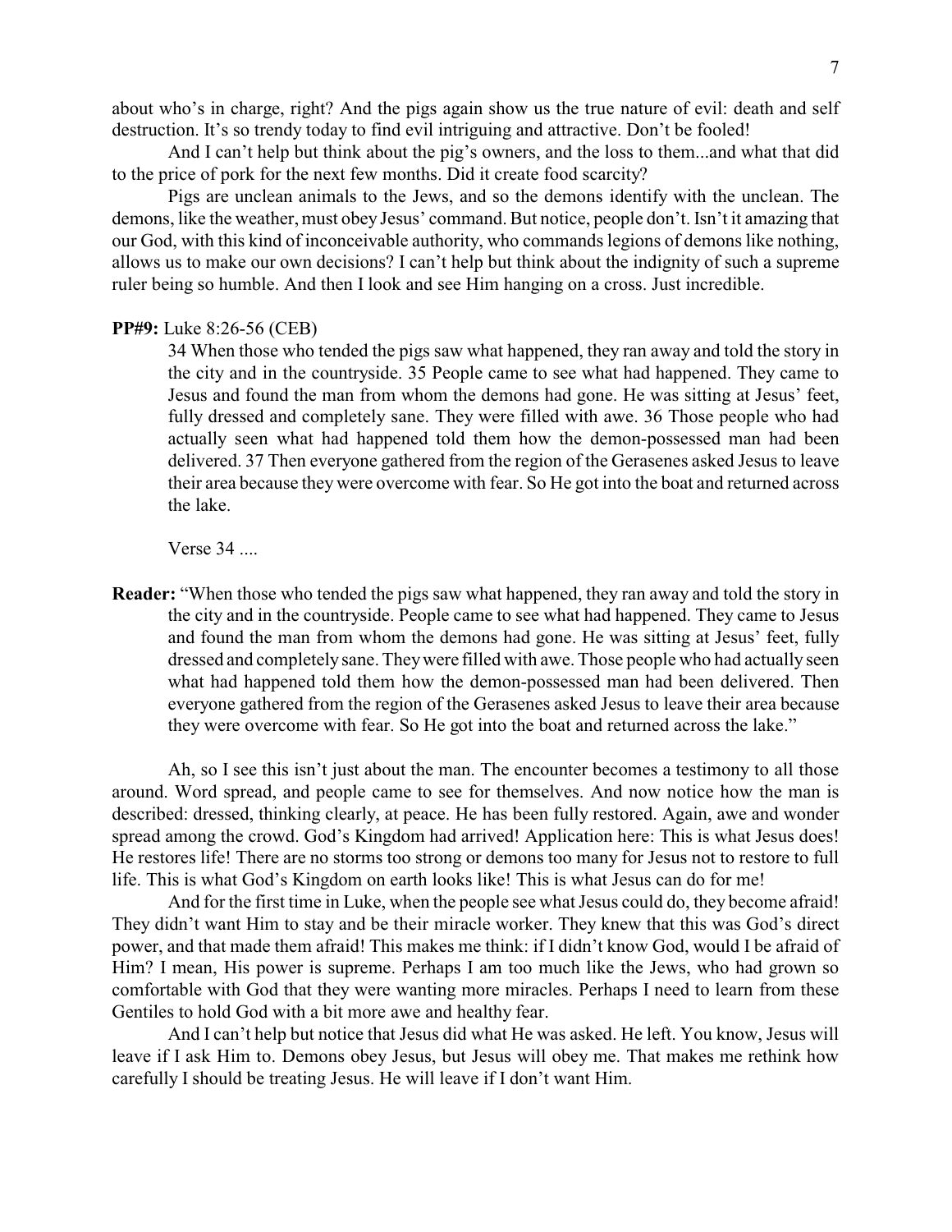about who's in charge, right? And the pigs again show us the true nature of evil: death and self destruction. It's so trendy today to find evil intriguing and attractive. Don't be fooled!

And I can't help but think about the pig's owners, and the loss to them...and what that did to the price of pork for the next few months. Did it create food scarcity?

Pigs are unclean animals to the Jews, and so the demons identify with the unclean. The demons, like the weather, must obey Jesus' command. But notice, people don't. Isn't it amazing that our God, with this kind of inconceivable authority, who commands legions of demons like nothing, allows us to make our own decisions? I can't help but think about the indignity of such a supreme ruler being so humble. And then I look and see Him hanging on a cross. Just incredible.

**PP#9:** Luke 8:26-56 (CEB)

> 34 When those who tended the pigs saw what happened, they ran away and told the story in the city and in the countryside. 35 People came to see what had happened. They came to Jesus and found the man from whom the demons had gone. He was sitting at Jesus' feet, fully dressed and completely sane. They were filled with awe. 36 Those people who had actually seen what had happened told them how the demon-possessed man had been delivered. 37 Then everyone gathered from the region of the Gerasenes asked Jesus to leave their area because they were overcome with fear. So He got into the boat and returned across the lake.
>
> Verse 34 ....

**Reader:** "When those who tended the pigs saw what happened, they ran away and told the story in the city and in the countryside. People came to see what had happened. They came to Jesus and found the man from whom the demons had gone. He was sitting at Jesus' feet, fully dressed and completely sane. They were filled with awe. Those people who had actually seen what had happened told them how the demon-possessed man had been delivered. Then everyone gathered from the region of the Gerasenes asked Jesus to leave their area because they were overcome with fear. So He got into the boat and returned across the lake."

Ah, so I see this isn't just about the man. The encounter becomes a testimony to all those around. Word spread, and people came to see for themselves. And now notice how the man is described: dressed, thinking clearly, at peace. He has been fully restored. Again, awe and wonder spread among the crowd. God's Kingdom had arrived! Application here: This is what Jesus does! He restores life! There are no storms too strong or demons too many for Jesus not to restore to full life. This is what God's Kingdom on earth looks like! This is what Jesus can do for me!

And for the first time in Luke, when the people see what Jesus could do, they become afraid! They didn't want Him to stay and be their miracle worker. They knew that this was God's direct power, and that made them afraid! This makes me think: if I didn't know God, would I be afraid of Him? I mean, His power is supreme. Perhaps I am too much like the Jews, who had grown so comfortable with God that they were wanting more miracles. Perhaps I need to learn from these Gentiles to hold God with a bit more awe and healthy fear.

And I can't help but notice that Jesus did what He was asked. He left. You know, Jesus will leave if I ask Him to. Demons obey Jesus, but Jesus will obey me. That makes me rethink how carefully I should be treating Jesus. He will leave if I don't want Him.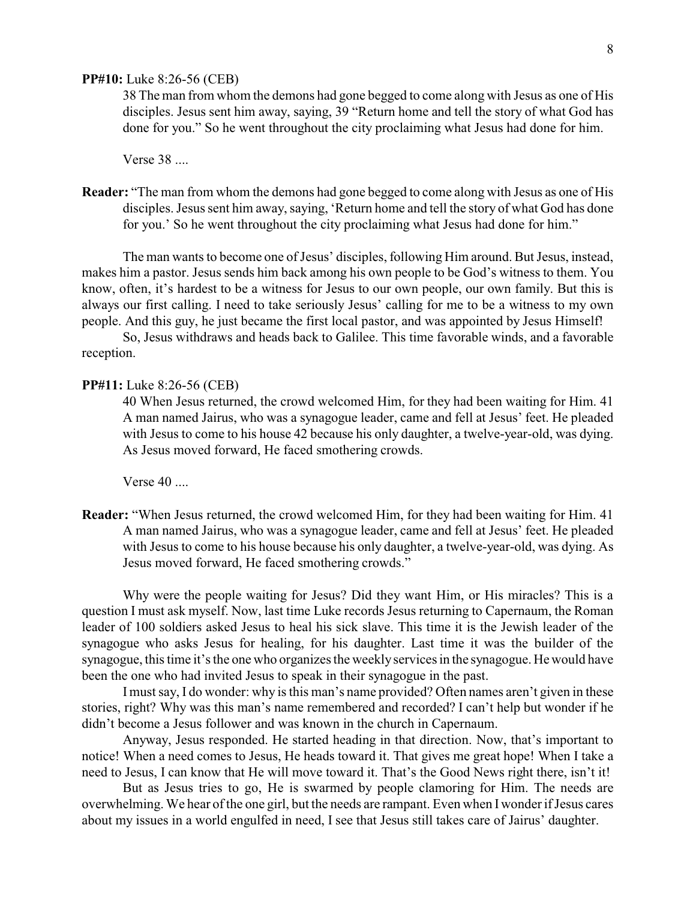**PP#10:** Luke 8:26-56 (CEB)

> 38 The man from whom the demons had gone begged to come along with Jesus as one of His disciples. Jesus sent him away, saying, 39 "Return home and tell the story of what God has done for you." So he went throughout the city proclaiming what Jesus had done for him.
>
> Verse 38 ....

**Reader:** "The man from whom the demons had gone begged to come along with Jesus as one of His disciples. Jesus sent him away, saying, 'Return home and tell the story of what God has done for you.' So he went throughout the city proclaiming what Jesus had done for him."

The man wants to become one of Jesus' disciples, following Him around. But Jesus, instead, makes him a pastor. Jesus sends him back among his own people to be God's witness to them. You know, often, it's hardest to be a witness for Jesus to our own people, our own family. But this is always our first calling. I need to take seriously Jesus' calling for me to be a witness to my own people. And this guy, he just became the first local pastor, and was appointed by Jesus Himself!

So, Jesus withdraws and heads back to Galilee. This time favorable winds, and a favorable reception.

**PP#11:** Luke 8:26-56 (CEB)

> 40 When Jesus returned, the crowd welcomed Him, for they had been waiting for Him. 41 A man named Jairus, who was a synagogue leader, came and fell at Jesus' feet. He pleaded with Jesus to come to his house 42 because his only daughter, a twelve-year-old, was dying. As Jesus moved forward, He faced smothering crowds.
>
> Verse 40 ....

**Reader:** "When Jesus returned, the crowd welcomed Him, for they had been waiting for Him. 41 A man named Jairus, who was a synagogue leader, came and fell at Jesus' feet. He pleaded with Jesus to come to his house because his only daughter, a twelve-year-old, was dying. As Jesus moved forward, He faced smothering crowds."

Why were the people waiting for Jesus? Did they want Him, or His miracles? This is a question I must ask myself. Now, last time Luke records Jesus returning to Capernaum, the Roman leader of 100 soldiers asked Jesus to heal his sick slave. This time it is the Jewish leader of the synagogue who asks Jesus for healing, for his daughter. Last time it was the builder of the synagogue, this time it's the one who organizes the weekly services in the synagogue. He would have been the one who had invited Jesus to speak in their synagogue in the past.

I must say, I do wonder: why is this man's name provided? Often names aren't given in these stories, right? Why was this man's name remembered and recorded? I can't help but wonder if he didn't become a Jesus follower and was known in the church in Capernaum.

Anyway, Jesus responded. He started heading in that direction. Now, that's important to notice! When a need comes to Jesus, He heads toward it. That gives me great hope! When I take a need to Jesus, I can know that He will move toward it. That's the Good News right there, isn't it!

But as Jesus tries to go, He is swarmed by people clamoring for Him. The needs are overwhelming. We hear of the one girl, but the needs are rampant. Even when I wonder if Jesus cares about my issues in a world engulfed in need, I see that Jesus still takes care of Jairus' daughter.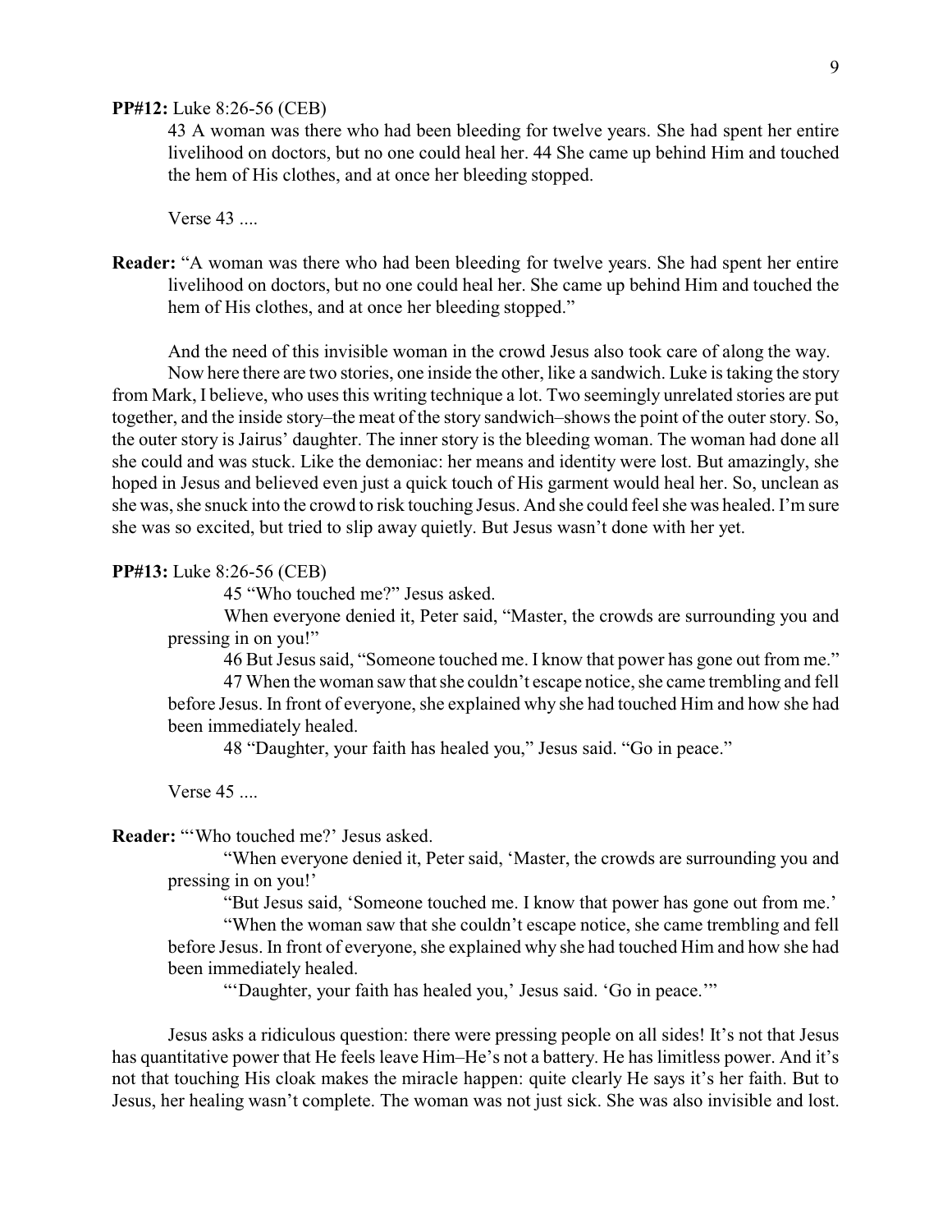**PP#12:** Luke 8:26-56 (CEB)

43 A woman was there who had been bleeding for twelve years. She had spent her entire livelihood on doctors, but no one could heal her. 44 She came up behind Him and touched the hem of His clothes, and at once her bleeding stopped.

Verse 43 ....

**Reader:** "A woman was there who had been bleeding for twelve years. She had spent her entire livelihood on doctors, but no one could heal her. She came up behind Him and touched the hem of His clothes, and at once her bleeding stopped."

And the need of this invisible woman in the crowd Jesus also took care of along the way.

Now here there are two stories, one inside the other, like a sandwich. Luke is taking the story from Mark, I believe, who uses this writing technique a lot. Two seemingly unrelated stories are put together, and the inside story–the meat of the story sandwich–shows the point of the outer story. So, the outer story is Jairus' daughter. The inner story is the bleeding woman. The woman had done all she could and was stuck. Like the demoniac: her means and identity were lost. But amazingly, she hoped in Jesus and believed even just a quick touch of His garment would heal her. So, unclean as she was, she snuck into the crowd to risk touching Jesus. And she could feel she was healed. I'm sure she was so excited, but tried to slip away quietly. But Jesus wasn't done with her yet.

**PP#13:** Luke 8:26-56 (CEB)

45 "Who touched me?" Jesus asked.

When everyone denied it, Peter said, "Master, the crowds are surrounding you and pressing in on you!"

46 But Jesus said, "Someone touched me. I know that power has gone out from me."

47 When the woman saw that she couldn't escape notice, she came trembling and fell before Jesus. In front of everyone, she explained why she had touched Him and how she had been immediately healed.

48 "Daughter, your faith has healed you," Jesus said. "Go in peace."

Verse 45 ....

**Reader:** "'Who touched me?' Jesus asked.

"When everyone denied it, Peter said, 'Master, the crowds are surrounding you and pressing in on you!'

"But Jesus said, 'Someone touched me. I know that power has gone out from me.'

"When the woman saw that she couldn't escape notice, she came trembling and fell before Jesus. In front of everyone, she explained why she had touched Him and how she had been immediately healed.

"'Daughter, your faith has healed you,' Jesus said. 'Go in peace.'"

Jesus asks a ridiculous question: there were pressing people on all sides! It's not that Jesus has quantitative power that He feels leave Him–He's not a battery. He has limitless power. And it's not that touching His cloak makes the miracle happen: quite clearly He says it's her faith. But to Jesus, her healing wasn't complete. The woman was not just sick. She was also invisible and lost.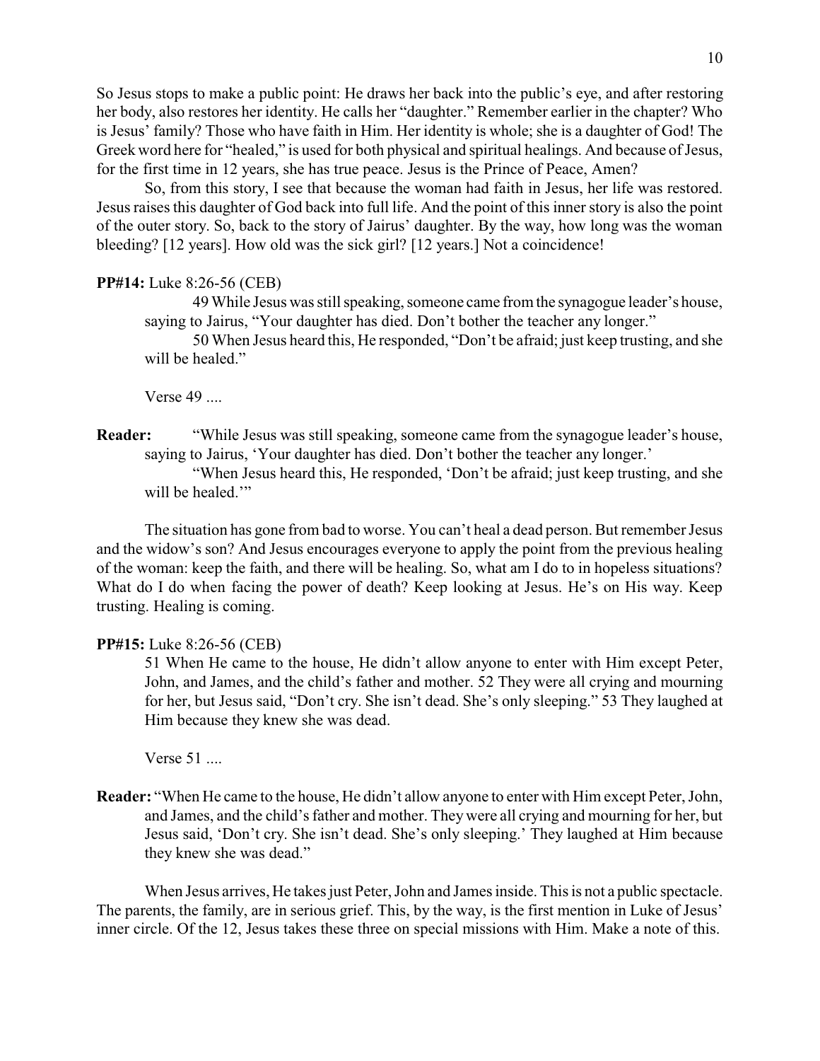So Jesus stops to make a public point: He draws her back into the public's eye, and after restoring her body, also restores her identity. He calls her "daughter." Remember earlier in the chapter? Who is Jesus' family? Those who have faith in Him. Her identity is whole; she is a daughter of God! The Greek word here for "healed," is used for both physical and spiritual healings. And because of Jesus, for the first time in 12 years, she has true peace. Jesus is the Prince of Peace, Amen?

So, from this story, I see that because the woman had faith in Jesus, her life was restored. Jesus raises this daughter of God back into full life. And the point of this inner story is also the point of the outer story. So, back to the story of Jairus' daughter. By the way, how long was the woman bleeding? [12 years]. How old was the sick girl? [12 years.] Not a coincidence!

**PP#14:** Luke 8:26-56 (CEB)

> 49 While Jesus was still speaking, someone came from the synagogue leader's house, saying to Jairus, "Your daughter has died. Don't bother the teacher any longer."
>
> 50 When Jesus heard this, He responded, "Don't be afraid; just keep trusting, and she will be healed."

Verse 49 ....

**Reader:** "While Jesus was still speaking, someone came from the synagogue leader's house, saying to Jairus, 'Your daughter has died. Don't bother the teacher any longer.'

"When Jesus heard this, He responded, 'Don't be afraid; just keep trusting, and she will be healed.'"

The situation has gone from bad to worse. You can't heal a dead person. But remember Jesus and the widow's son? And Jesus encourages everyone to apply the point from the previous healing of the woman: keep the faith, and there will be healing. So, what am I do to in hopeless situations? What do I do when facing the power of death? Keep looking at Jesus. He's on His way. Keep trusting. Healing is coming.

**PP#15:** Luke 8:26-56 (CEB)

> 51 When He came to the house, He didn't allow anyone to enter with Him except Peter, John, and James, and the child's father and mother. 52 They were all crying and mourning for her, but Jesus said, "Don't cry. She isn't dead. She's only sleeping." 53 They laughed at Him because they knew she was dead.

Verse 51 ....

**Reader:** "When He came to the house, He didn't allow anyone to enter with Him except Peter, John, and James, and the child's father and mother. They were all crying and mourning for her, but Jesus said, 'Don't cry. She isn't dead. She's only sleeping.' They laughed at Him because they knew she was dead."

When Jesus arrives, He takes just Peter, John and James inside. This is not a public spectacle. The parents, the family, are in serious grief. This, by the way, is the first mention in Luke of Jesus' inner circle. Of the 12, Jesus takes these three on special missions with Him. Make a note of this.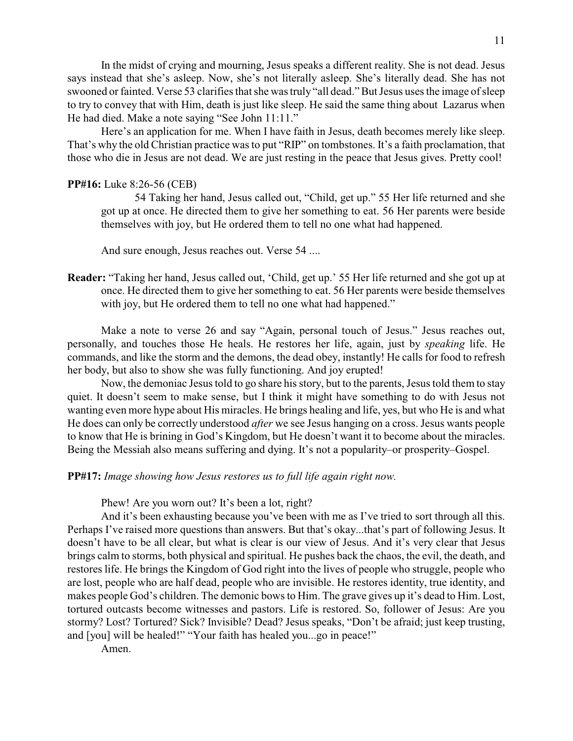In the midst of crying and mourning, Jesus speaks a different reality. She is not dead. Jesus says instead that she's asleep. Now, she's not literally asleep. She's literally dead. She has not swooned or fainted. Verse 53 clarifies that she was truly "all dead." But Jesus uses the image of sleep to try to convey that with Him, death is just like sleep. He said the same thing about Lazarus when He had died. Make a note saying "See John 11:11."

Here's an application for me. When I have faith in Jesus, death becomes merely like sleep. That's why the old Christian practice was to put "RIP" on tombstones. It's a faith proclamation, that those who die in Jesus are not dead. We are just resting in the peace that Jesus gives. Pretty cool!

**PP#16:** Luke 8:26-56 (CEB)

> 54 Taking her hand, Jesus called out, "Child, get up." 55 Her life returned and she got up at once. He directed them to give her something to eat. 56 Her parents were beside themselves with joy, but He ordered them to tell no one what had happened.

And sure enough, Jesus reaches out. Verse 54 ....

**Reader:** "Taking her hand, Jesus called out, 'Child, get up.' 55 Her life returned and she got up at once. He directed them to give her something to eat. 56 Her parents were beside themselves with joy, but He ordered them to tell no one what had happened."

Make a note to verse 26 and say "Again, personal touch of Jesus." Jesus reaches out, personally, and touches those He heals. He restores her life, again, just by *speaking* life. He commands, and like the storm and the demons, the dead obey, instantly! He calls for food to refresh her body, but also to show she was fully functioning. And joy erupted!

Now, the demoniac Jesus told to go share his story, but to the parents, Jesus told them to stay quiet. It doesn't seem to make sense, but I think it might have something to do with Jesus not wanting even more hype about His miracles. He brings healing and life, yes, but who He is and what He does can only be correctly understood *after* we see Jesus hanging on a cross. Jesus wants people to know that He is brining in God's Kingdom, but He doesn't want it to become about the miracles. Being the Messiah also means suffering and dying. It's not a popularity–or prosperity–Gospel.

**PP#17:** *Image showing how Jesus restores us to full life again right now.*

Phew! Are you worn out? It's been a lot, right?

And it's been exhausting because you've been with me as I've tried to sort through all this. Perhaps I've raised more questions than answers. But that's okay...that's part of following Jesus. It doesn't have to be all clear, but what is clear is our view of Jesus. And it's very clear that Jesus brings calm to storms, both physical and spiritual. He pushes back the chaos, the evil, the death, and restores life. He brings the Kingdom of God right into the lives of people who struggle, people who are lost, people who are half dead, people who are invisible. He restores identity, true identity, and makes people God's children. The demonic bows to Him. The grave gives up it's dead to Him. Lost, tortured outcasts become witnesses and pastors. Life is restored. So, follower of Jesus: Are you stormy? Lost? Tortured? Sick? Invisible? Dead? Jesus speaks, "Don't be afraid; just keep trusting, and [you] will be healed!" "Your faith has healed you...go in peace!"

Amen.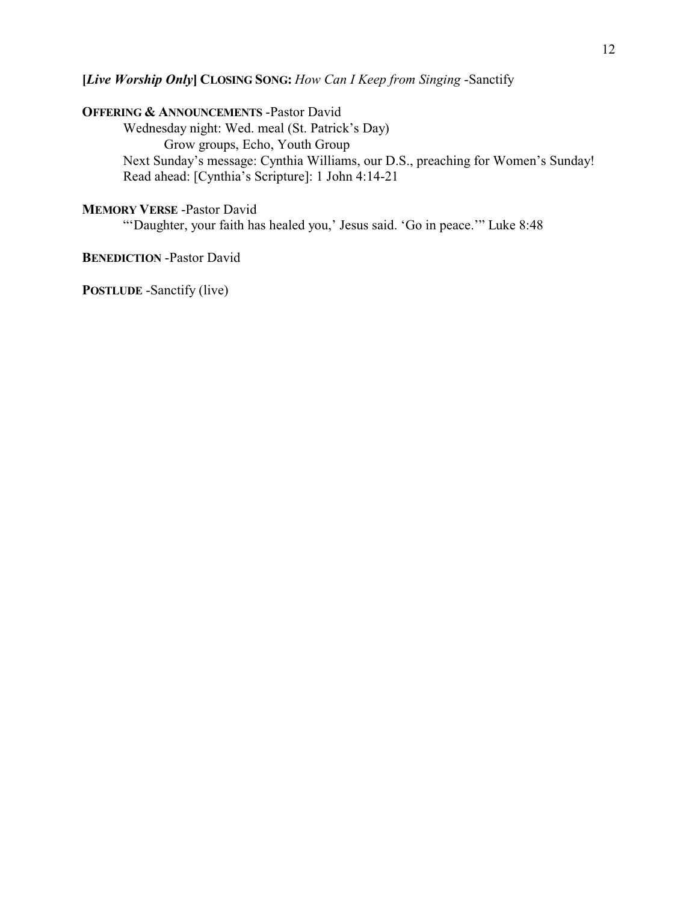**[*Live Worship Only*] CLOSING SONG:** *How Can I Keep from Singing* -Sanctify

**OFFERING & ANNOUNCEMENTS** -Pastor David

Wednesday night: Wed. meal (St. Patrick's Day)

Grow groups, Echo, Youth Group

Next Sunday's message: Cynthia Williams, our D.S., preaching for Women's Sunday!

Read ahead: [Cynthia's Scripture]: 1 John 4:14-21

**MEMORY VERSE** -Pastor David

"'Daughter, your faith has healed you,' Jesus said. 'Go in peace.'" Luke 8:48

**BENEDICTION** -Pastor David

**POSTLUDE** -Sanctify (live)